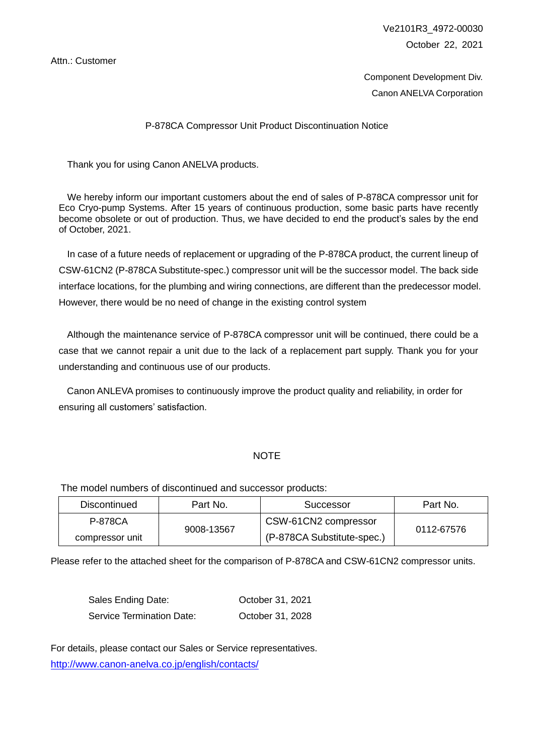Ve2101R3_4972-00030

October 22, 2021

Attn.: Customer

Component Development Div.

Canon ANELVA Corporation

## P-878CA Compressor Unit Product Discontinuation Notice

Thank you for using Canon ANELVA products.

We hereby inform our important customers about the end of sales of P-878CA compressor unit for Eco Cryo-pump Systems. After 15 years of continuous production, some basic parts have recently become obsolete or out of production. Thus, we have decided to end the product's sales by the end of October, 2021.

In case of a future needs of replacement or upgrading of the P-878CA product, the current lineup of CSW-61CN2 (P-878CA Substitute-spec.) compressor unit will be the successor model. The back side interface locations, for the plumbing and wiring connections, are different than the predecessor model. However, there would be no need of change in the existing control system

Although the maintenance service of P-878CA compressor unit will be continued, there could be a case that we cannot repair a unit due to the lack of a replacement part supply. Thank you for your understanding and continuous use of our products.

Canon ANLEVA promises to continuously improve the product quality and reliability, in order for ensuring all customers' satisfaction.

### NOTE

The model numbers of discontinued and successor products:

| Discontinued | Part No. | Successor | Part No. |
|---|---|---|---|
| P-878CA compressor unit | 9008-13567 | CSW-61CN2 compressor (P-878CA Substitute-spec.) | 0112-67576 |

Please refer to the attached sheet for the comparison of P-878CA and CSW-61CN2 compressor units.

Sales Ending Date: October 31, 2021

Service Termination Date: October 31, 2028

For details, please contact our Sales or Service representatives.

http://www.canon-anelva.co.jp/english/contacts/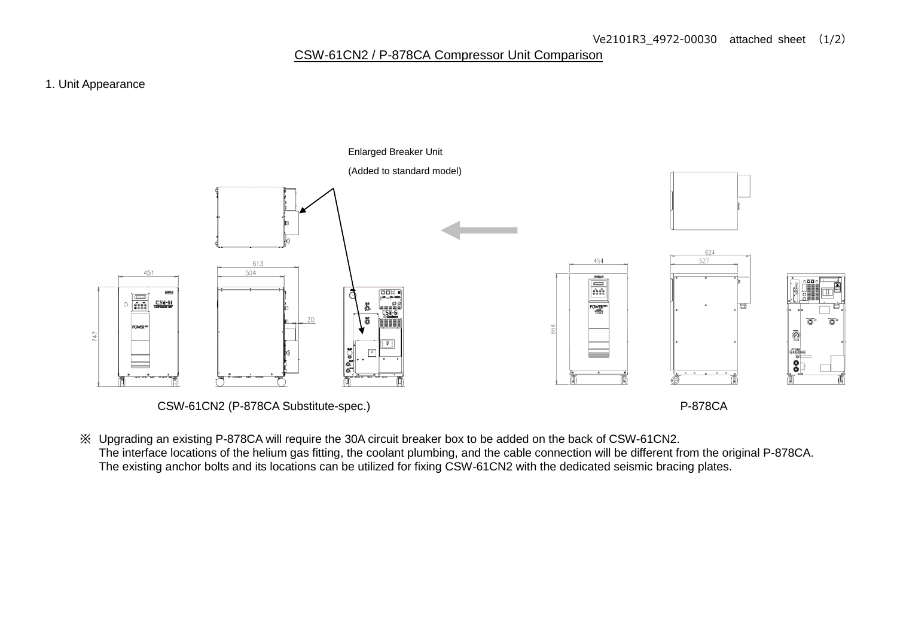Ve2101R3_4972-00030　attached sheet　(1/2)

# CSW-61CN2 / P-878CA Compressor Unit Comparison

## 1. Unit Appearance

Enlarged Breaker Unit

(Added to standard model)

451　613　504　20　747

454　624　527　864

CSW-61CN2 (P-878CA Substitute-spec.)　　　　P-878CA

※ Upgrading an existing P-878CA will require the 30A circuit breaker box to be added on the back of CSW-61CN2.
The interface locations of the helium gas fitting, the coolant plumbing, and the cable connection will be different from the original P-878CA.
The existing anchor bolts and its locations can be utilized for fixing CSW-61CN2 with the dedicated seismic bracing plates.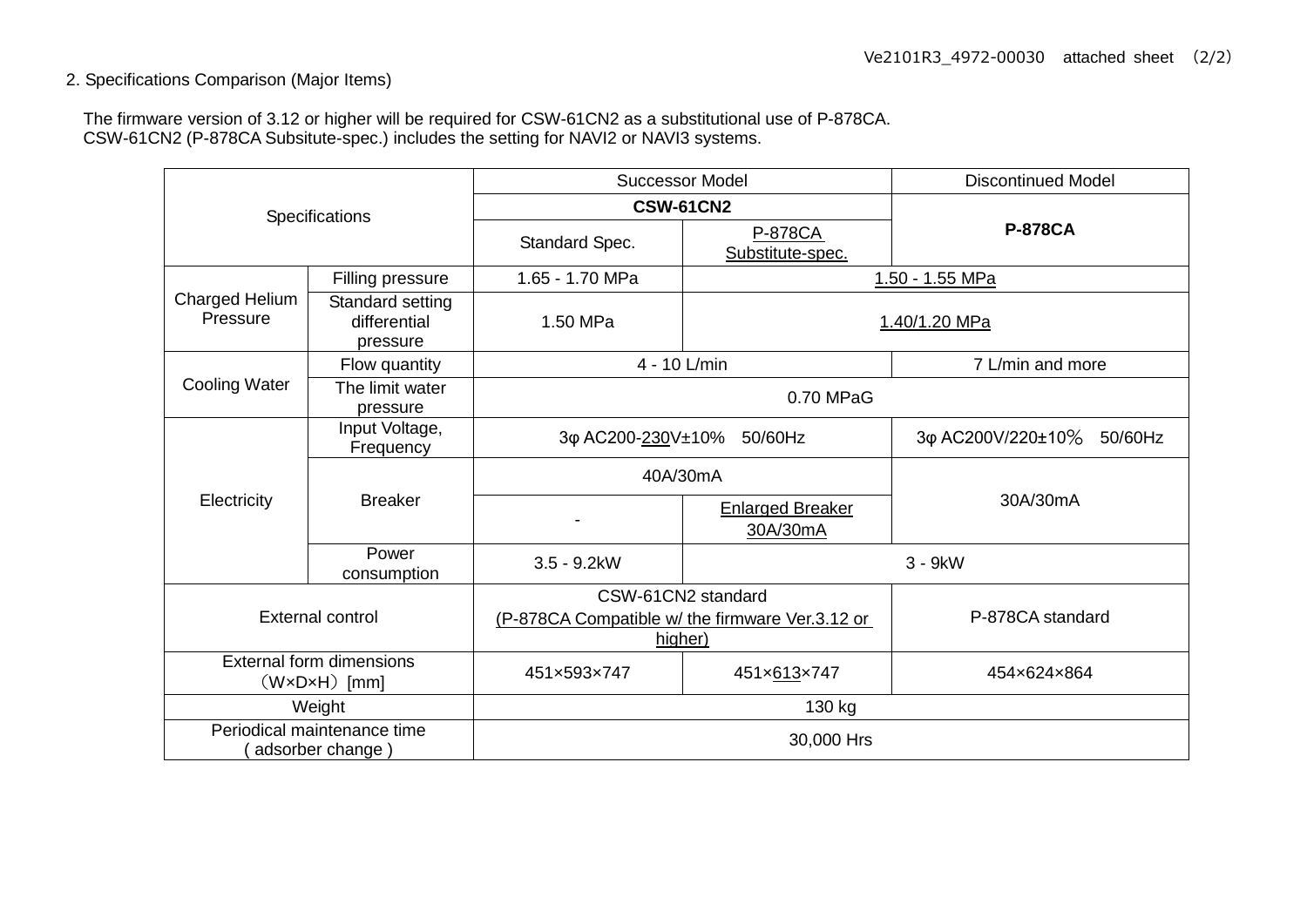## 2. Specifications Comparison (Major Items)

The firmware version of 3.12 or higher will be required for CSW-61CN2 as a substitutional use of P-878CA.
CSW-61CN2 (P-878CA Subsitute-spec.) includes the setting for NAVI2 or NAVI3 systems.

| Specifications | | Successor Model | | Discontinued Model |
|---|---|---|---|---|
| | | CSW-61CN2 | | P-878CA |
| | | Standard Spec. | P-878CA Substitute-spec. | |
| Charged Helium Pressure | Filling pressure | 1.65 - 1.70 MPa | 1.50 - 1.55 MPa | |
| | Standard setting differential pressure | 1.50 MPa | 1.40/1.20 MPa | |
| Cooling Water | Flow quantity | 4 - 10 L/min | | 7 L/min and more |
| | The limit water pressure | 0.70 MPaG | | |
| Electricity | Input Voltage, Frequency | 3φ AC200-230V±10%　50/60Hz | | 3φ AC200V/220±10%　50/60Hz |
| | Breaker | 40A/30mA | | 30A/30mA |
| | | - | Enlarged Breaker 30A/30mA | |
| | Power consumption | 3.5 - 9.2kW | 3 - 9kW | |
| External control | | CSW-61CN2 standard (P-878CA Compatible w/ the firmware Ver.3.12 or higher) | | P-878CA standard |
| External form dimensions (W×D×H) [mm] | | 451×593×747 | 451×613×747 | 454×624×864 |
| Weight | | 130 kg | | |
| Periodical maintenance time ( adsorber change ) | | 30,000 Hrs | | |